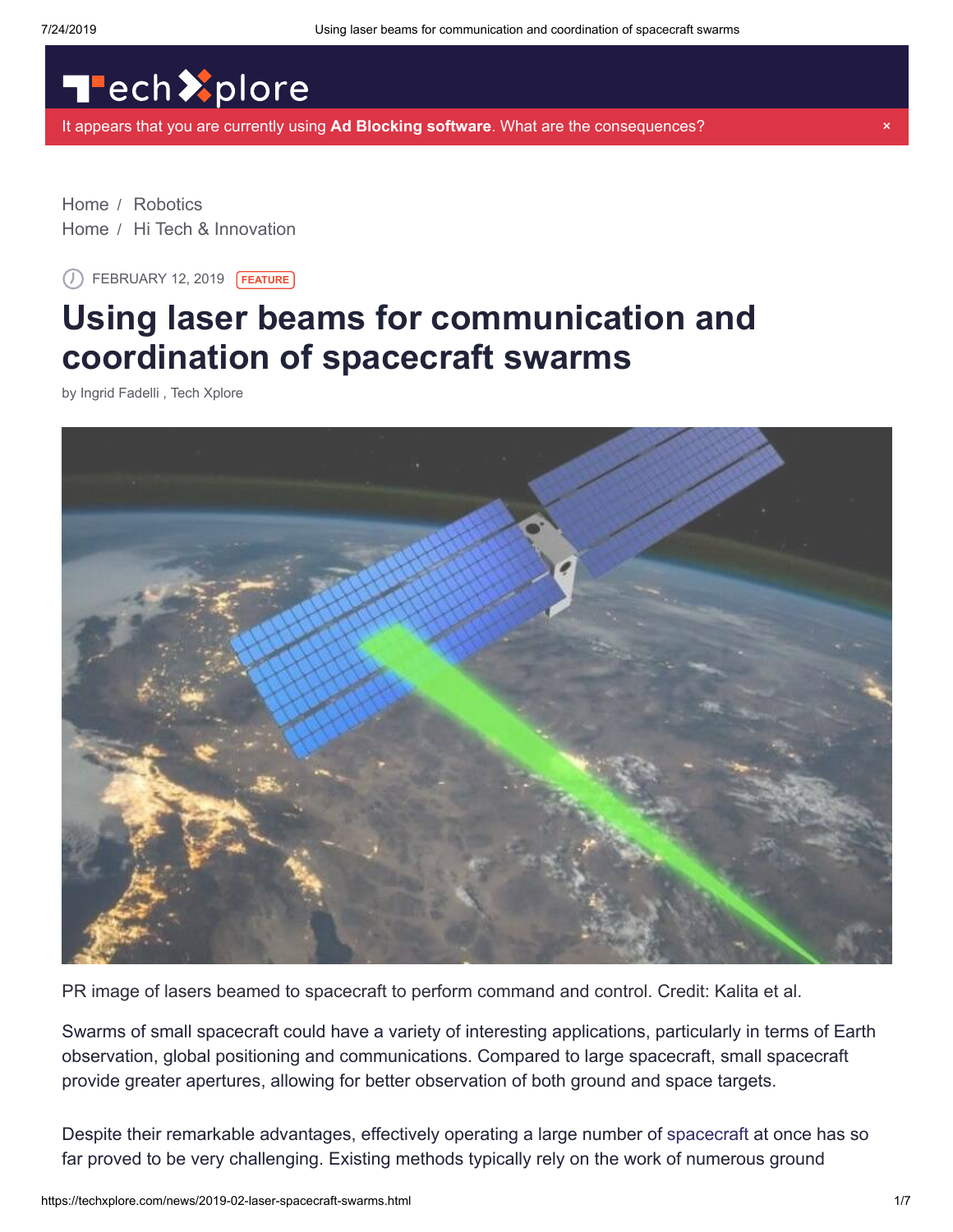Home / Robotics
Home / Hi Tech & Innovation

FEBRUARY 12, 2019 FEATURE

# Using laser beams for communication and coordination of spacecraft swarms

by Ingrid Fadelli , Tech Xplore

PR image of lasers beamed to spacecraft to perform command and control. Credit: Kalita et al.

Swarms of small spacecraft could have a variety of interesting applications, particularly in terms of Earth observation, global positioning and communications. Compared to large spacecraft, small spacecraft provide greater apertures, allowing for better observation of both ground and space targets.

Despite their remarkable advantages, effectively operating a large number of spacecraft at once has so far proved to be very challenging. Existing methods typically rely on the work of numerous ground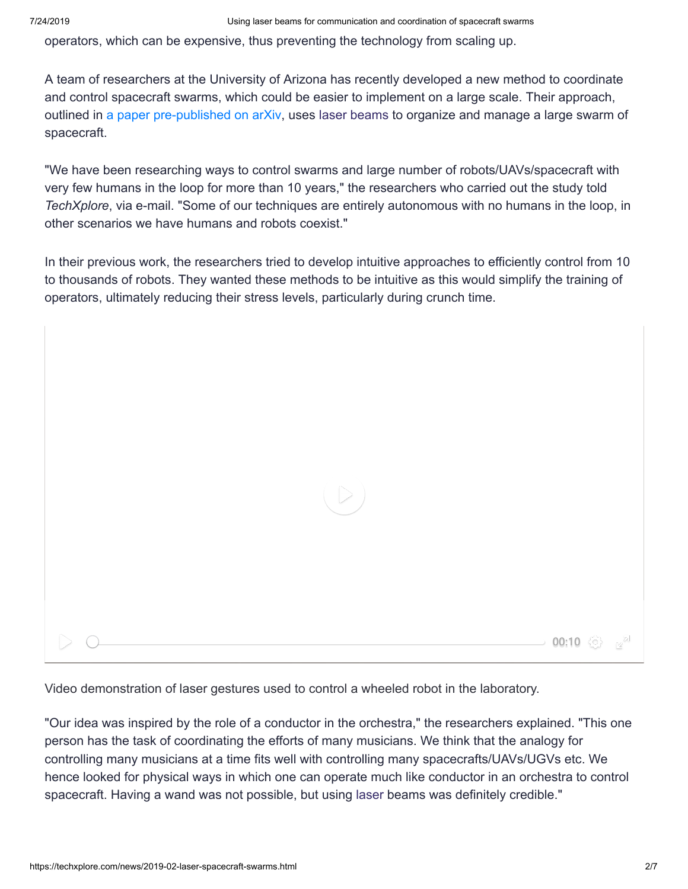operators, which can be expensive, thus preventing the technology from scaling up.

A team of researchers at the University of Arizona has recently developed a new method to coordinate and control spacecraft swarms, which could be easier to implement on a large scale. Their approach, outlined in a paper pre-published on arXiv, uses laser beams to organize and manage a large swarm of spacecraft.

"We have been researching ways to control swarms and large number of robots/UAVs/spacecraft with very few humans in the loop for more than 10 years," the researchers who carried out the study told *TechXplore*, via e-mail. "Some of our techniques are entirely autonomous with no humans in the loop, in other scenarios we have humans and robots coexist."

In their previous work, the researchers tried to develop intuitive approaches to efficiently control from 10 to thousands of robots. They wanted these methods to be intuitive as this would simplify the training of operators, ultimately reducing their stress levels, particularly during crunch time.

Video demonstration of laser gestures used to control a wheeled robot in the laboratory.

"Our idea was inspired by the role of a conductor in the orchestra," the researchers explained. "This one person has the task of coordinating the efforts of many musicians. We think that the analogy for controlling many musicians at a time fits well with controlling many spacecrafts/UAVs/UGVs etc. We hence looked for physical ways in which one can operate much like conductor in an orchestra to control spacecraft. Having a wand was not possible, but using laser beams was definitely credible."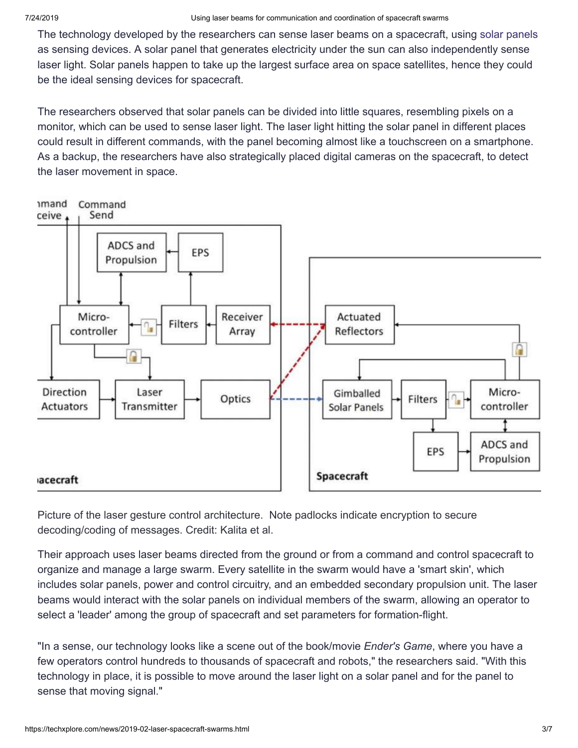The technology developed by the researchers can sense laser beams on a spacecraft, using solar panels as sensing devices. A solar panel that generates electricity under the sun can also independently sense laser light. Solar panels happen to take up the largest surface area on space satellites, hence they could be the ideal sensing devices for spacecraft.

The researchers observed that solar panels can be divided into little squares, resembling pixels on a monitor, which can be used to sense laser light. The laser light hitting the solar panel in different places could result in different commands, with the panel becoming almost like a touchscreen on a smartphone. As a backup, the researchers have also strategically placed digital cameras on the spacecraft, to detect the laser movement in space.

Picture of the laser gesture control architecture. Note padlocks indicate encryption to secure decoding/coding of messages. Credit: Kalita et al.

Their approach uses laser beams directed from the ground or from a command and control spacecraft to organize and manage a large swarm. Every satellite in the swarm would have a 'smart skin', which includes solar panels, power and control circuitry, and an embedded secondary propulsion unit. The laser beams would interact with the solar panels on individual members of the swarm, allowing an operator to select a 'leader' among the group of spacecraft and set parameters for formation-flight.

"In a sense, our technology looks like a scene out of the book/movie *Ender's Game*, where you have a few operators control hundreds to thousands of spacecraft and robots," the researchers said. "With this technology in place, it is possible to move around the laser light on a solar panel and for the panel to sense that moving signal."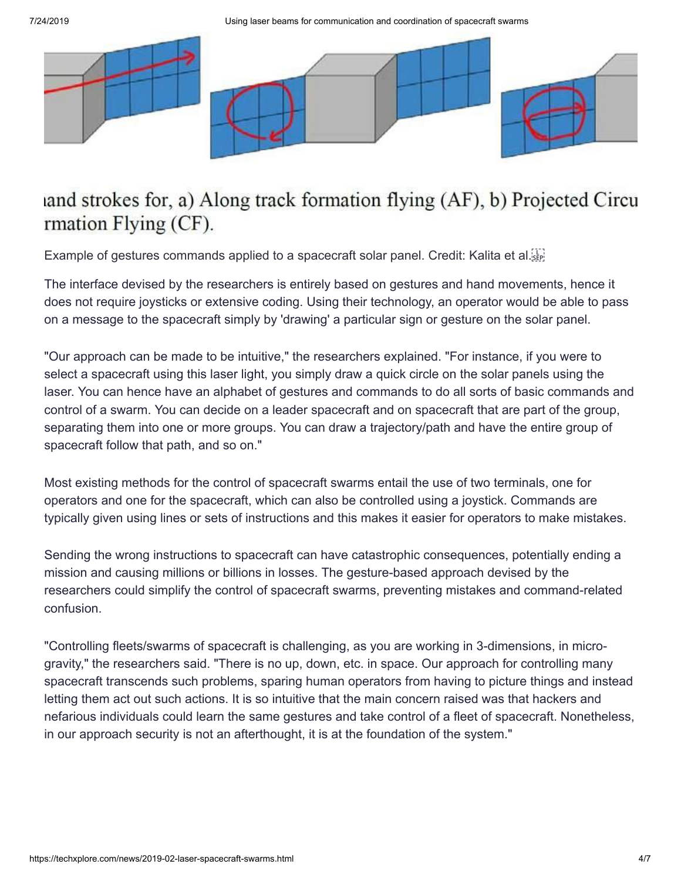ıand strokes for, a) Along track formation flying (AF), b) Projected Circu rmation Flying (CF).

Example of gestures commands applied to a spacecraft solar panel. Credit: Kalita et al.

The interface devised by the researchers is entirely based on gestures and hand movements, hence it does not require joysticks or extensive coding. Using their technology, an operator would be able to pass on a message to the spacecraft simply by 'drawing' a particular sign or gesture on the solar panel.

"Our approach can be made to be intuitive," the researchers explained. "For instance, if you were to select a spacecraft using this laser light, you simply draw a quick circle on the solar panels using the laser. You can hence have an alphabet of gestures and commands to do all sorts of basic commands and control of a swarm. You can decide on a leader spacecraft and on spacecraft that are part of the group, separating them into one or more groups. You can draw a trajectory/path and have the entire group of spacecraft follow that path, and so on."

Most existing methods for the control of spacecraft swarms entail the use of two terminals, one for operators and one for the spacecraft, which can also be controlled using a joystick. Commands are typically given using lines or sets of instructions and this makes it easier for operators to make mistakes.

Sending the wrong instructions to spacecraft can have catastrophic consequences, potentially ending a mission and causing millions or billions in losses. The gesture-based approach devised by the researchers could simplify the control of spacecraft swarms, preventing mistakes and command-related confusion.

"Controlling fleets/swarms of spacecraft is challenging, as you are working in 3-dimensions, in micro-gravity," the researchers said. "There is no up, down, etc. in space. Our approach for controlling many spacecraft transcends such problems, sparing human operators from having to picture things and instead letting them act out such actions. It is so intuitive that the main concern raised was that hackers and nefarious individuals could learn the same gestures and take control of a fleet of spacecraft. Nonetheless, in our approach security is not an afterthought, it is at the foundation of the system."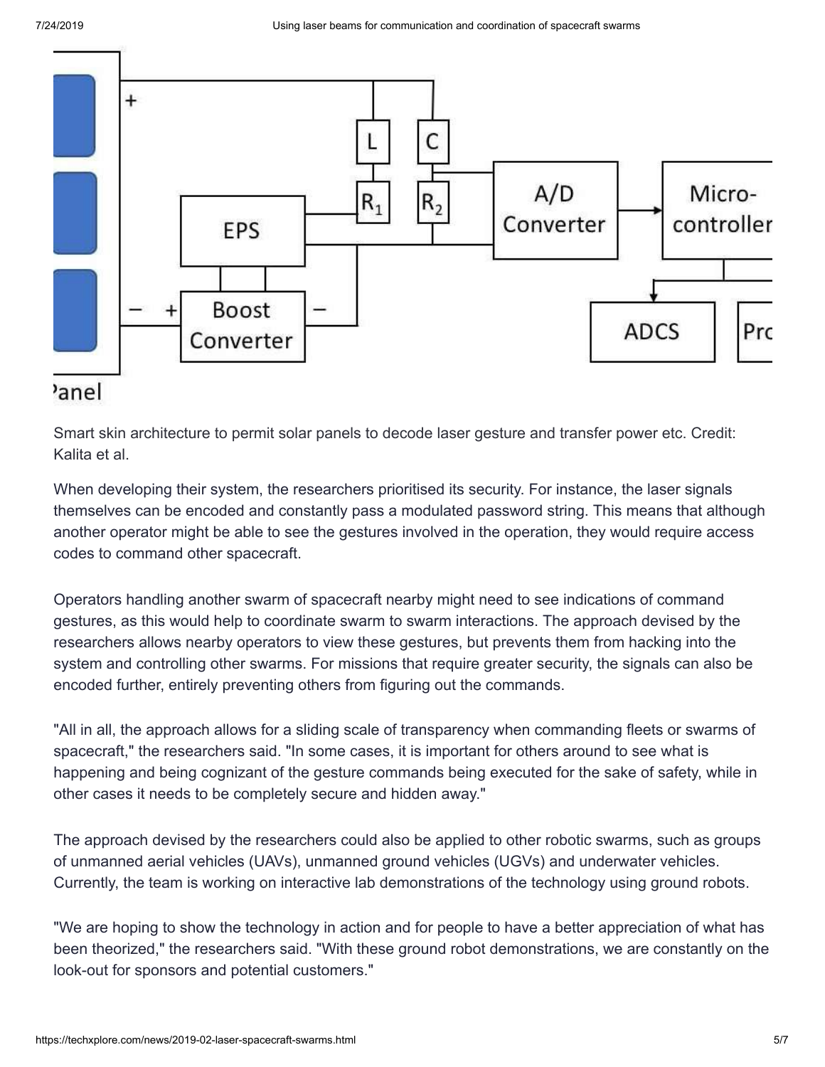Smart skin architecture to permit solar panels to decode laser gesture and transfer power etc. Credit: Kalita et al.

When developing their system, the researchers prioritised its security. For instance, the laser signals themselves can be encoded and constantly pass a modulated password string. This means that although another operator might be able to see the gestures involved in the operation, they would require access codes to command other spacecraft.

Operators handling another swarm of spacecraft nearby might need to see indications of command gestures, as this would help to coordinate swarm to swarm interactions. The approach devised by the researchers allows nearby operators to view these gestures, but prevents them from hacking into the system and controlling other swarms. For missions that require greater security, the signals can also be encoded further, entirely preventing others from figuring out the commands.

"All in all, the approach allows for a sliding scale of transparency when commanding fleets or swarms of spacecraft," the researchers said. "In some cases, it is important for others around to see what is happening and being cognizant of the gesture commands being executed for the sake of safety, while in other cases it needs to be completely secure and hidden away."

The approach devised by the researchers could also be applied to other robotic swarms, such as groups of unmanned aerial vehicles (UAVs), unmanned ground vehicles (UGVs) and underwater vehicles. Currently, the team is working on interactive lab demonstrations of the technology using ground robots.

"We are hoping to show the technology in action and for people to have a better appreciation of what has been theorized," the researchers said. "With these ground robot demonstrations, we are constantly on the look-out for sponsors and potential customers."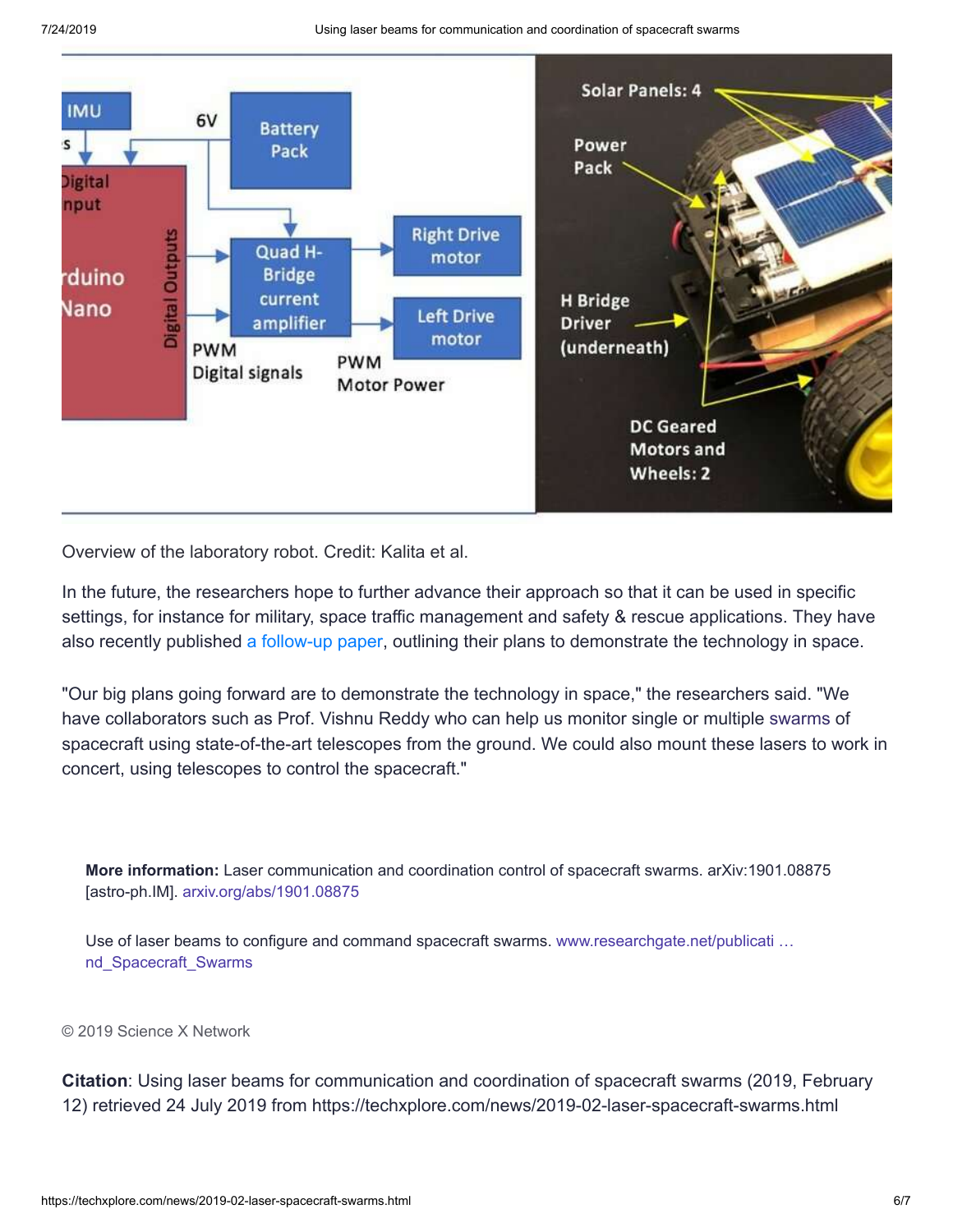Overview of the laboratory robot. Credit: Kalita et al.

In the future, the researchers hope to further advance their approach so that it can be used in specific settings, for instance for military, space traffic management and safety & rescue applications. They have also recently published a follow-up paper, outlining their plans to demonstrate the technology in space.

"Our big plans going forward are to demonstrate the technology in space," the researchers said. "We have collaborators such as Prof. Vishnu Reddy who can help us monitor single or multiple swarms of spacecraft using state-of-the-art telescopes from the ground. We could also mount these lasers to work in concert, using telescopes to control the spacecraft."

**More information:** Laser communication and coordination control of spacecraft swarms. arXiv:1901.08875 [astro-ph.IM]. arxiv.org/abs/1901.08875

Use of laser beams to configure and command spacecraft swarms. www.researchgate.net/publicati … nd_Spacecraft_Swarms

© 2019 Science X Network

**Citation**: Using laser beams for communication and coordination of spacecraft swarms (2019, February 12) retrieved 24 July 2019 from https://techxplore.com/news/2019-02-laser-spacecraft-swarms.html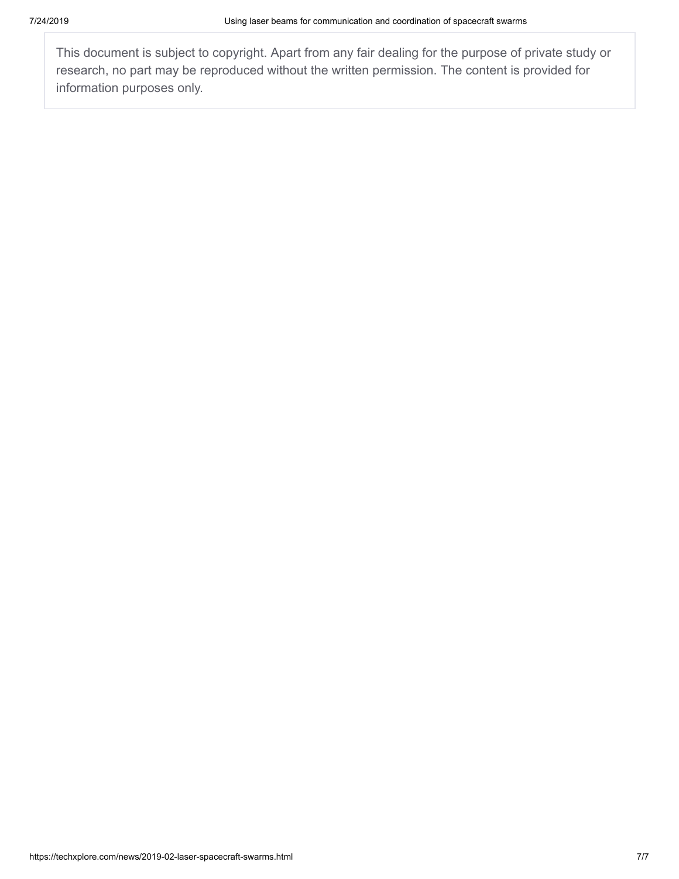This document is subject to copyright. Apart from any fair dealing for the purpose of private study or research, no part may be reproduced without the written permission. The content is provided for information purposes only.